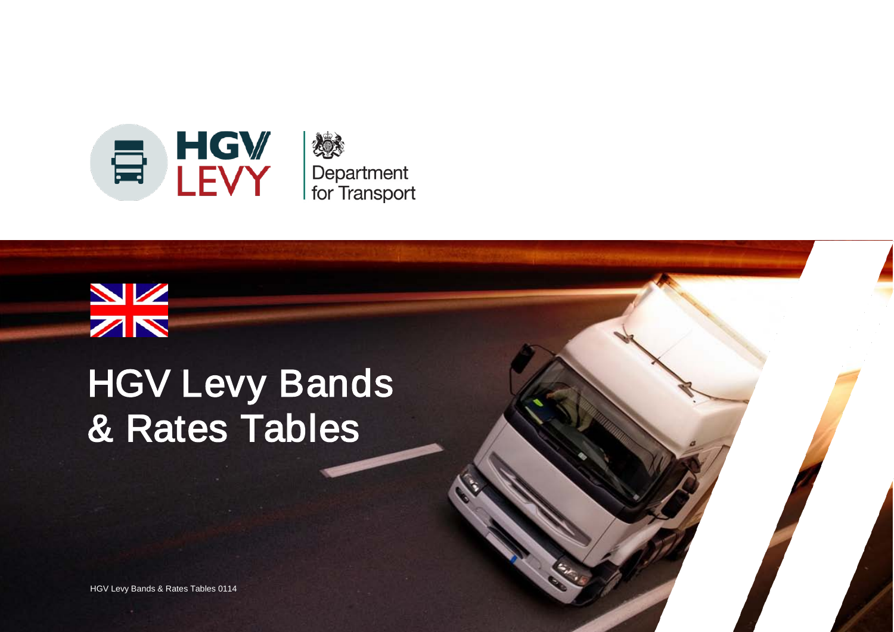HGV LEVY

Department for Transport

# HGV Levy Bands & Rates Tables

HGV Levy Bands & Rates Tables 0114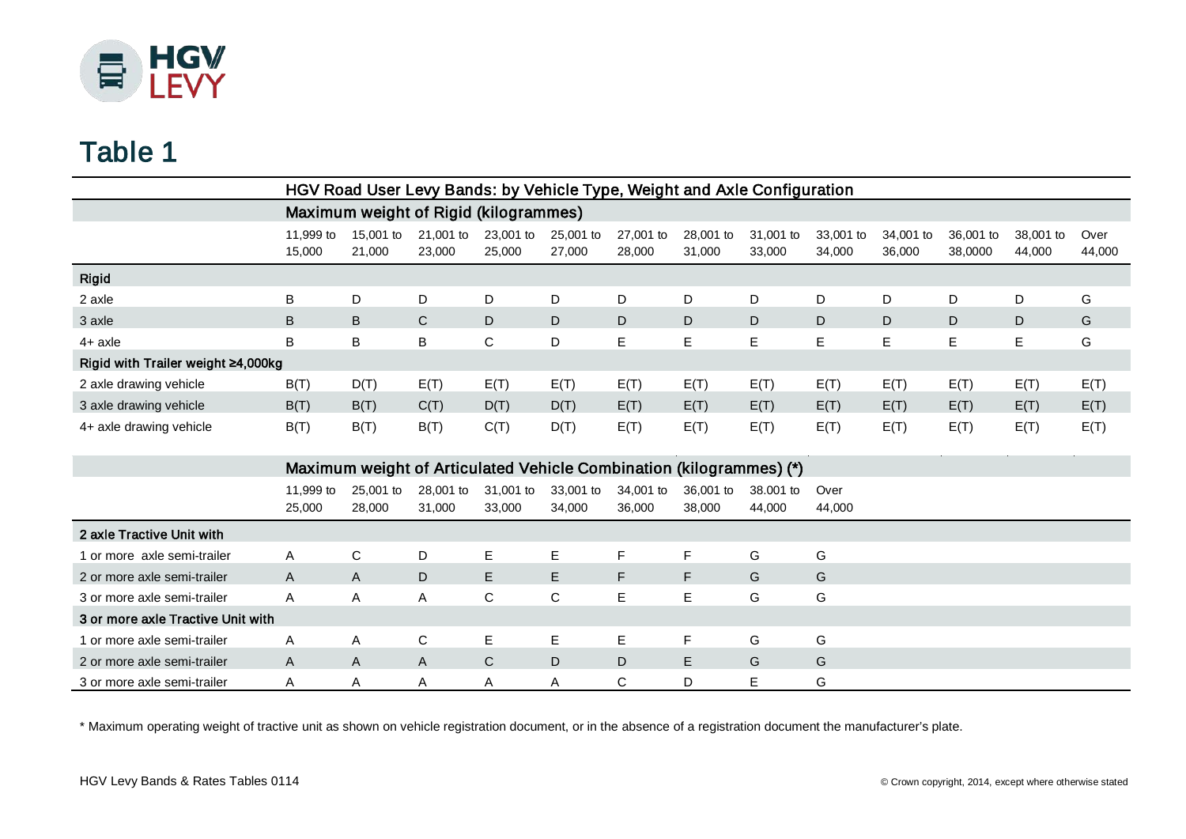HGV LEVY

# Table 1

| HGV Road User Levy Bands: by Vehicle Type, Weight and Axle Configuration | | | | | | | | | | | | | |
|---|---|---|---|---|---|---|---|---|---|---|---|---|---|
| | **Maximum weight of Rigid (kilogrammes)** | | | | | | | | | | | | |
| | 11,999 to 15,000 | 15,001 to 21,000 | 21,001 to 23,000 | 23,001 to 25,000 | 25,001 to 27,000 | 27,001 to 28,000 | 28,001 to 31,000 | 31,001 to 33,000 | 33,001 to 34,000 | 34,001 to 36,000 | 36,001 to 38,0000 | 38,001 to 44,000 | Over 44,000 |
| **Rigid** | | | | | | | | | | | | | |
| 2 axle | B | D | D | D | D | D | D | D | D | D | D | D | G |
| 3 axle | B | B | C | D | D | D | D | D | D | D | D | D | G |
| 4+ axle | B | B | B | C | D | E | E | E | E | E | E | E | G |
| **Rigid with Trailer weight ≥4,000kg** | | | | | | | | | | | | | |
| 2 axle drawing vehicle | B(T) | D(T) | E(T) | E(T) | E(T) | E(T) | E(T) | E(T) | E(T) | E(T) | E(T) | E(T) | E(T) |
| 3 axle drawing vehicle | B(T) | B(T) | C(T) | D(T) | D(T) | E(T) | E(T) | E(T) | E(T) | E(T) | E(T) | E(T) | E(T) |
| 4+ axle drawing vehicle | B(T) | B(T) | B(T) | C(T) | D(T) | E(T) | E(T) | E(T) | E(T) | E(T) | E(T) | E(T) | E(T) |

| | **Maximum weight of Articulated Vehicle Combination (kilogrammes) (*)** | | | | | | | | |
|---|---|---|---|---|---|---|---|---|---|
| | 11,999 to 25,000 | 25,001 to 28,000 | 28,001 to 31,000 | 31,001 to 33,000 | 33,001 to 34,000 | 34,001 to 36,000 | 36,001 to 38,000 | 38.001 to 44,000 | Over 44,000 |
| **2 axle Tractive Unit with** | | | | | | | | | |
| 1 or more axle semi-trailer | A | C | D | E | E | F | F | G | G |
| 2 or more axle semi-trailer | A | A | D | E | E | F | F | G | G |
| 3 or more axle semi-trailer | A | A | A | C | C | E | E | G | G |
| **3 or more axle Tractive Unit with** | | | | | | | | | |
| 1 or more axle semi-trailer | A | A | C | E | E | E | F | G | G |
| 2 or more axle semi-trailer | A | A | A | C | D | D | E | G | G |
| 3 or more axle semi-trailer | A | A | A | A | A | C | D | E | G |

* Maximum operating weight of tractive unit as shown on vehicle registration document, or in the absence of a registration document the manufacturer's plate.

HGV Levy Bands & Rates Tables 0114

© Crown copyright, 2014, except where otherwise stated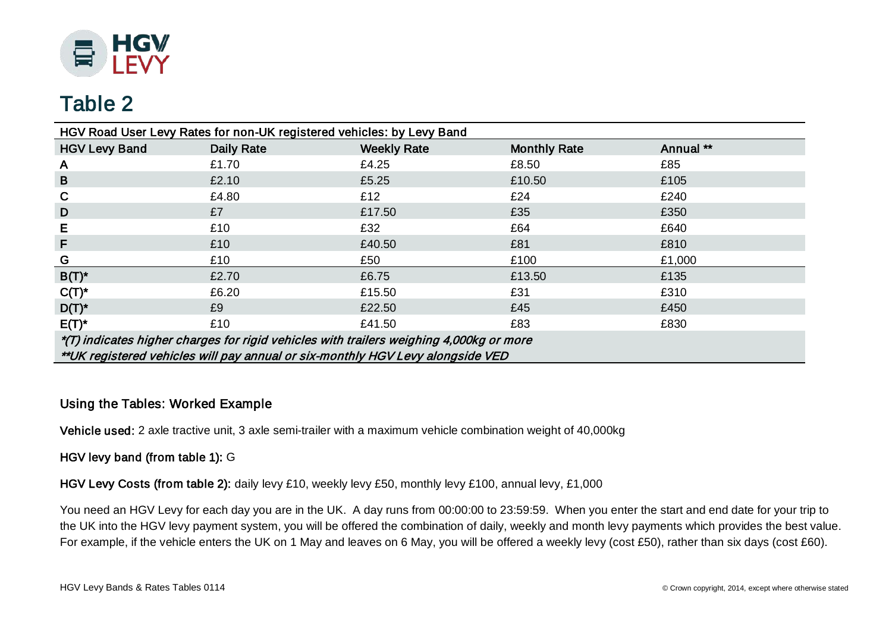# Table 2

| HGV Road User Levy Rates for non-UK registered vehicles: by Levy Band | | | | |
|---|---|---|---|---|
| **HGV Levy Band** | **Daily Rate** | **Weekly Rate** | **Monthly Rate** | **Annual \*\*** |
| **A** | £1.70 | £4.25 | £8.50 | £85 |
| **B** | £2.10 | £5.25 | £10.50 | £105 |
| **C** | £4.80 | £12 | £24 | £240 |
| **D** | £7 | £17.50 | £35 | £350 |
| **E** | £10 | £32 | £64 | £640 |
| **F** | £10 | £40.50 | £81 | £810 |
| **G** | £10 | £50 | £100 | £1,000 |
| **B(T)\*** | £2.70 | £6.75 | £13.50 | £135 |
| **C(T)\*** | £6.20 | £15.50 | £31 | £310 |
| **D(T)\*** | £9 | £22.50 | £45 | £450 |
| **E(T)\*** | £10 | £41.50 | £83 | £830 |

*\*(T) indicates higher charges for rigid vehicles with trailers weighing 4,000kg or more*

*\*\*UK registered vehicles will pay annual or six-monthly HGV Levy alongside VED*

### Using the Tables: Worked Example

**Vehicle used:** 2 axle tractive unit, 3 axle semi-trailer with a maximum vehicle combination weight of 40,000kg

**HGV levy band (from table 1):** G

**HGV Levy Costs (from table 2):** daily levy £10, weekly levy £50, monthly levy £100, annual levy, £1,000

You need an HGV Levy for each day you are in the UK. A day runs from 00:00:00 to 23:59:59. When you enter the start and end date for your trip to the UK into the HGV levy payment system, you will be offered the combination of daily, weekly and month levy payments which provides the best value. For example, if the vehicle enters the UK on 1 May and leaves on 6 May, you will be offered a weekly levy (cost £50), rather than six days (cost £60).